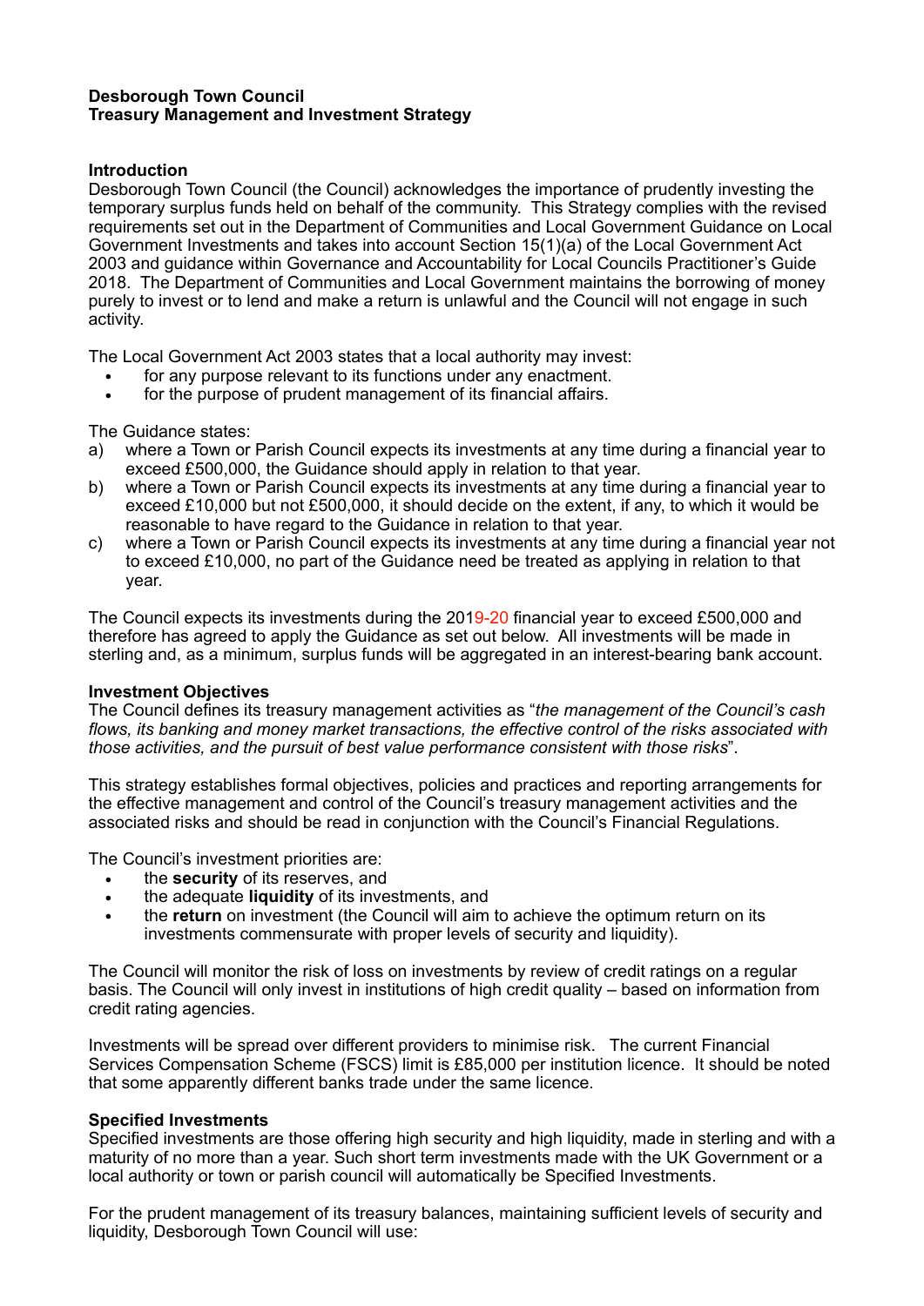**Desborough Town Council**
**Treasury Management and Investment Strategy**

**Introduction**
Desborough Town Council (the Council) acknowledges the importance of prudently investing the temporary surplus funds held on behalf of the community. This Strategy complies with the revised requirements set out in the Department of Communities and Local Government Guidance on Local Government Investments and takes into account Section 15(1)(a) of the Local Government Act 2003 and guidance within Governance and Accountability for Local Councils Practitioner's Guide 2018. The Department of Communities and Local Government maintains the borrowing of money purely to invest or to lend and make a return is unlawful and the Council will not engage in such activity.

The Local Government Act 2003 states that a local authority may invest:

- for any purpose relevant to its functions under any enactment.
- for the purpose of prudent management of its financial affairs.

The Guidance states:

a) where a Town or Parish Council expects its investments at any time during a financial year to exceed £500,000, the Guidance should apply in relation to that year.
b) where a Town or Parish Council expects its investments at any time during a financial year to exceed £10,000 but not £500,000, it should decide on the extent, if any, to which it would be reasonable to have regard to the Guidance in relation to that year.
c) where a Town or Parish Council expects its investments at any time during a financial year not to exceed £10,000, no part of the Guidance need be treated as applying in relation to that year.

The Council expects its investments during the 2019-20 financial year to exceed £500,000 and therefore has agreed to apply the Guidance as set out below. All investments will be made in sterling and, as a minimum, surplus funds will be aggregated in an interest-bearing bank account.

**Investment Objectives**
The Council defines its treasury management activities as "*the management of the Council's cash flows, its banking and money market transactions, the effective control of the risks associated with those activities, and the pursuit of best value performance consistent with those risks*".

This strategy establishes formal objectives, policies and practices and reporting arrangements for the effective management and control of the Council's treasury management activities and the associated risks and should be read in conjunction with the Council's Financial Regulations.

The Council's investment priorities are:

- the **security** of its reserves, and
- the adequate **liquidity** of its investments, and
- the **return** on investment (the Council will aim to achieve the optimum return on its investments commensurate with proper levels of security and liquidity).

The Council will monitor the risk of loss on investments by review of credit ratings on a regular basis. The Council will only invest in institutions of high credit quality – based on information from credit rating agencies.

Investments will be spread over different providers to minimise risk. The current Financial Services Compensation Scheme (FSCS) limit is £85,000 per institution licence. It should be noted that some apparently different banks trade under the same licence.

**Specified Investments**
Specified investments are those offering high security and high liquidity, made in sterling and with a maturity of no more than a year. Such short term investments made with the UK Government or a local authority or town or parish council will automatically be Specified Investments.

For the prudent management of its treasury balances, maintaining sufficient levels of security and liquidity, Desborough Town Council will use: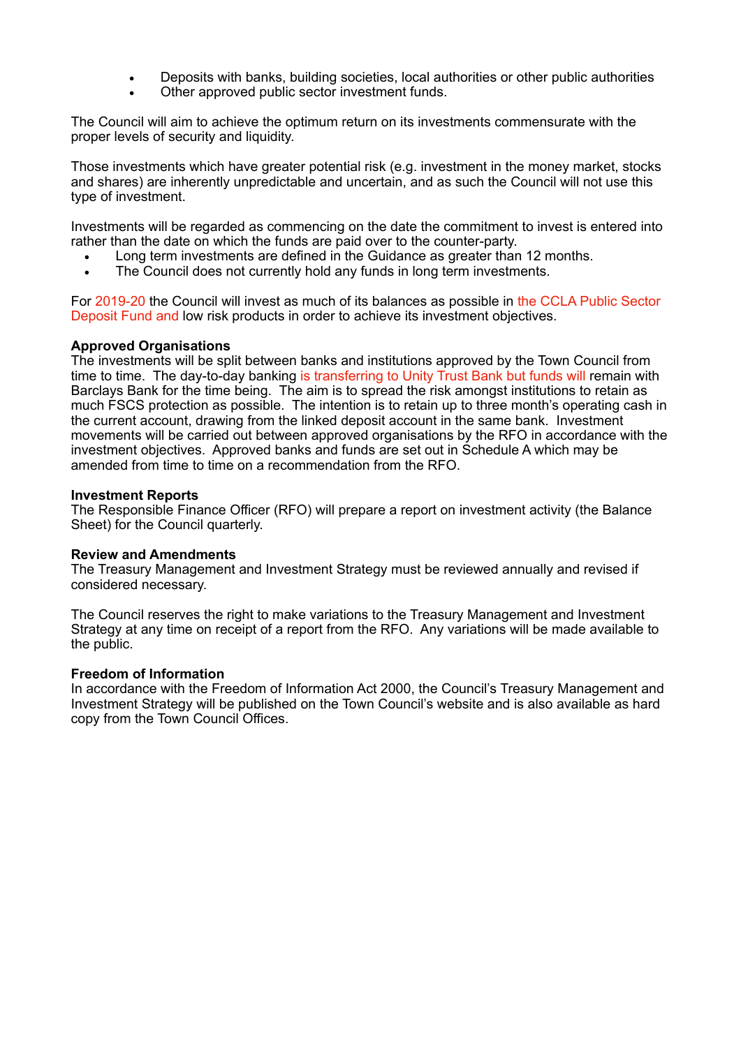- Deposits with banks, building societies, local authorities or other public authorities
- Other approved public sector investment funds.

The Council will aim to achieve the optimum return on its investments commensurate with the proper levels of security and liquidity.

Those investments which have greater potential risk (e.g. investment in the money market, stocks and shares) are inherently unpredictable and uncertain, and as such the Council will not use this type of investment.

Investments will be regarded as commencing on the date the commitment to invest is entered into rather than the date on which the funds are paid over to the counter-party.

- Long term investments are defined in the Guidance as greater than 12 months.
- The Council does not currently hold any funds in long term investments.

For 2019-20 the Council will invest as much of its balances as possible in the CCLA Public Sector Deposit Fund and low risk products in order to achieve its investment objectives.

**Approved Organisations**
The investments will be split between banks and institutions approved by the Town Council from time to time. The day-to-day banking is transferring to Unity Trust Bank but funds will remain with Barclays Bank for the time being. The aim is to spread the risk amongst institutions to retain as much FSCS protection as possible. The intention is to retain up to three month's operating cash in the current account, drawing from the linked deposit account in the same bank. Investment movements will be carried out between approved organisations by the RFO in accordance with the investment objectives. Approved banks and funds are set out in Schedule A which may be amended from time to time on a recommendation from the RFO.

**Investment Reports**
The Responsible Finance Officer (RFO) will prepare a report on investment activity (the Balance Sheet) for the Council quarterly.

**Review and Amendments**
The Treasury Management and Investment Strategy must be reviewed annually and revised if considered necessary.

The Council reserves the right to make variations to the Treasury Management and Investment Strategy at any time on receipt of a report from the RFO. Any variations will be made available to the public.

**Freedom of Information**
In accordance with the Freedom of Information Act 2000, the Council's Treasury Management and Investment Strategy will be published on the Town Council's website and is also available as hard copy from the Town Council Offices.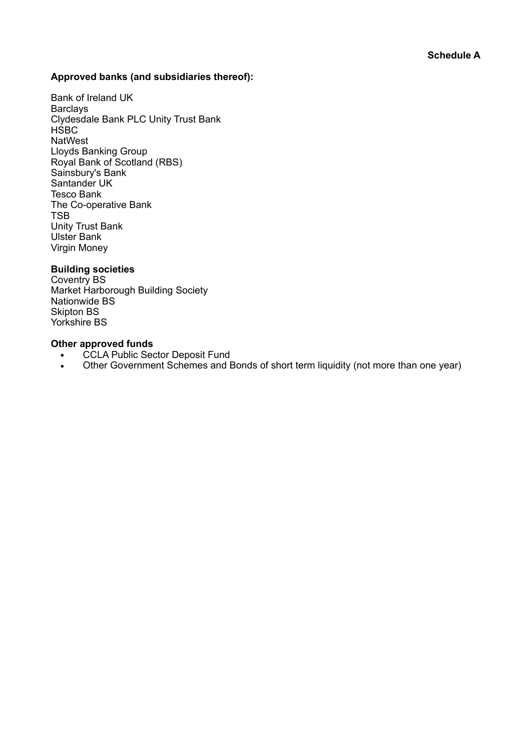**Schedule A**

**Approved banks (and subsidiaries thereof):**

Bank of Ireland UK
Barclays
Clydesdale Bank PLC Unity Trust Bank
HSBC
NatWest
Lloyds Banking Group
Royal Bank of Scotland (RBS)
Sainsbury's Bank
Santander UK
Tesco Bank
The Co-operative Bank
TSB
Unity Trust Bank
Ulster Bank
Virgin Money

**Building societies**

Coventry BS
Market Harborough Building Society
Nationwide BS
Skipton BS
Yorkshire BS

**Other approved funds**

- CCLA Public Sector Deposit Fund
- Other Government Schemes and Bonds of short term liquidity (not more than one year)